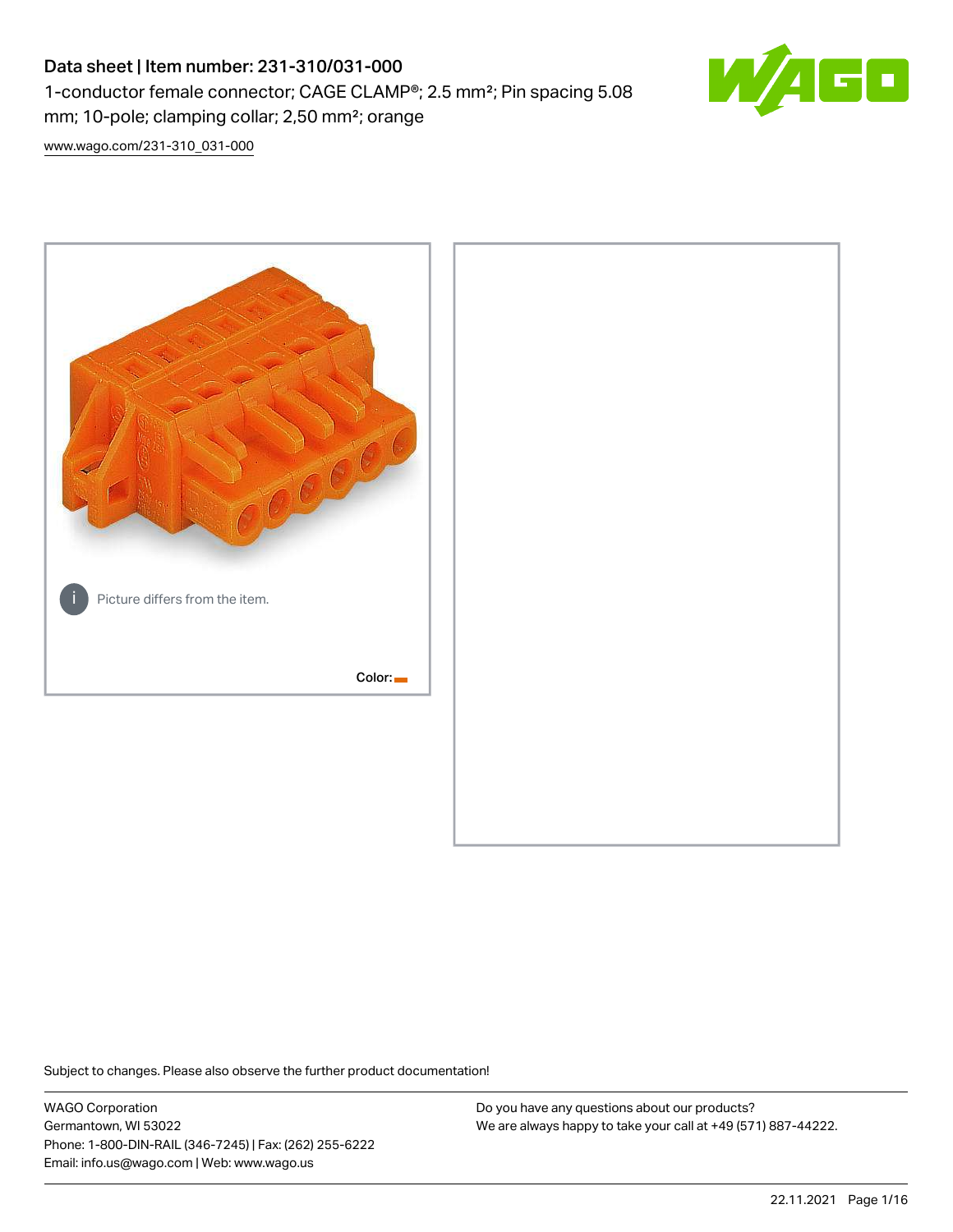# Data sheet | Item number: 231-310/031-000

1-conductor female connector; CAGE CLAMP®; 2.5 mm²; Pin spacing 5.08 mm; 10-pole; clamping collar; 2,50 mm²; orange

www.wago.com/231-310_031-000

Picture differs from the item.

Color:

Subject to changes. Please also observe the further product documentation!

WAGO Corporation
Germantown, WI 53022
Phone: 1-800-DIN-RAIL (346-7245) | Fax: (262) 255-6222
Email: info.us@wago.com | Web: www.wago.us

Do you have any questions about our products?
We are always happy to take your call at +49 (571) 887-44222.

22.11.2021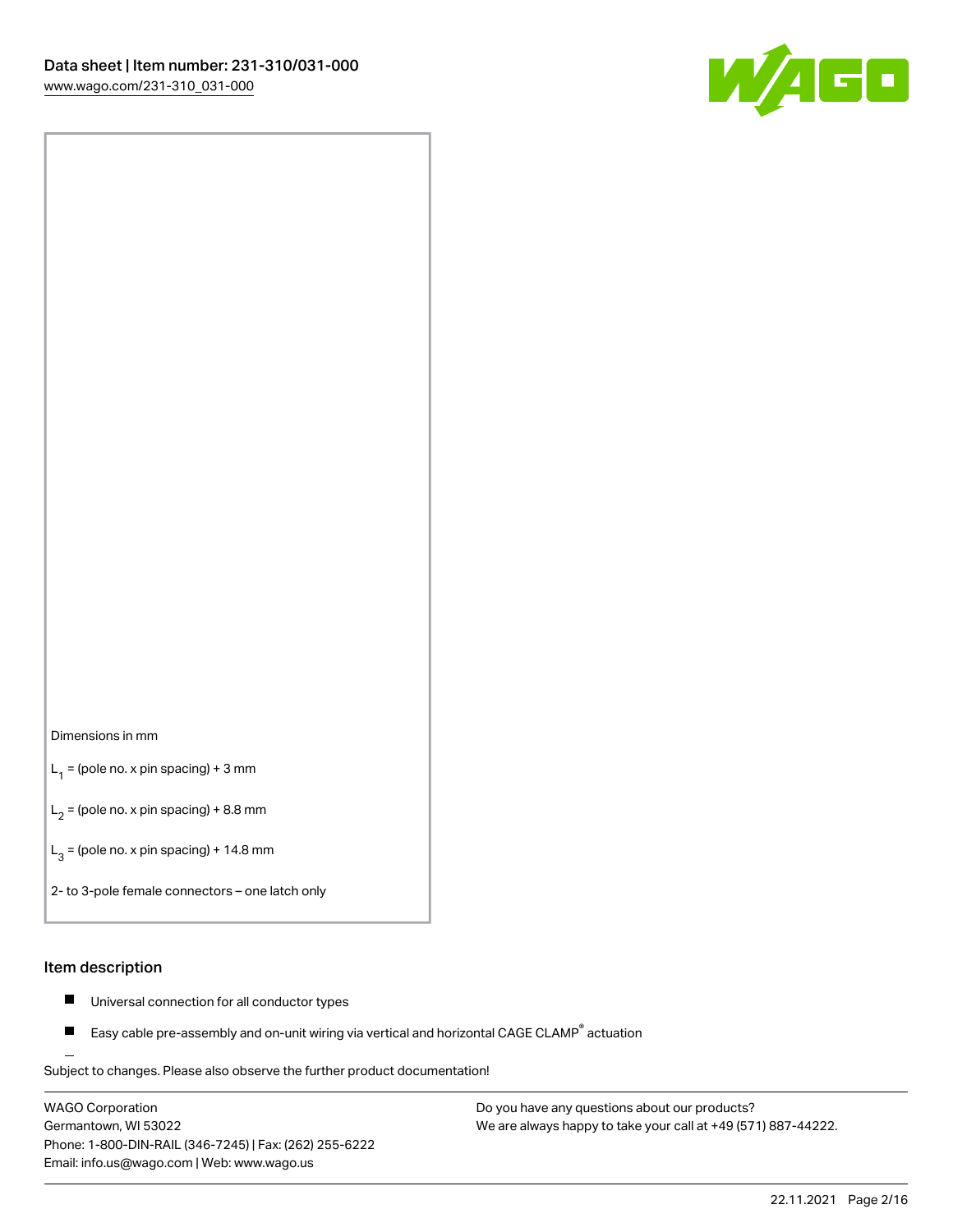Dimensions in mm

$L_1$ = (pole no. x pin spacing) + 3 mm

$L_2$ = (pole no. x pin spacing) + 8.8 mm

$L_3$ = (pole no. x pin spacing) + 14.8 mm

2- to 3-pole female connectors – one latch only

## Item description

- Universal connection for all conductor types
- Easy cable pre-assembly and on-unit wiring via vertical and horizontal CAGE CLAMP® actuation

Subject to changes. Please also observe the further product documentation!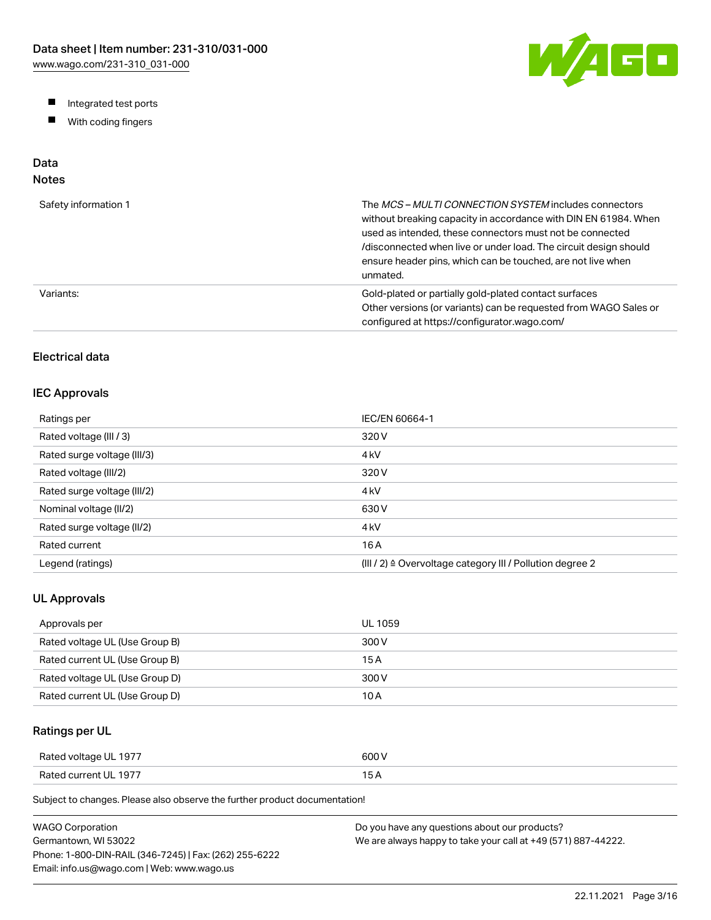- Integrated test ports
- With coding fingers

## Data

### Notes

| | |
|---|---|
| Safety information 1 | The *MCS – MULTI CONNECTION SYSTEM* includes connectors without breaking capacity in accordance with DIN EN 61984. When used as intended, these connectors must not be connected /disconnected when live or under load. The circuit design should ensure header pins, which can be touched, are not live when unmated. |
| Variants: | Gold-plated or partially gold-plated contact surfaces<br>Other versions (or variants) can be requested from WAGO Sales or configured at https://configurator.wago.com/ |

### Electrical data

### IEC Approvals

| | |
|---|---|
| Ratings per | IEC/EN 60664-1 |
| Rated voltage (III / 3) | 320 V |
| Rated surge voltage (III/3) | 4 kV |
| Rated voltage (III/2) | 320 V |
| Rated surge voltage (III/2) | 4 kV |
| Nominal voltage (II/2) | 630 V |
| Rated surge voltage (II/2) | 4 kV |
| Rated current | 16 A |
| Legend (ratings) | (III / 2) ≙ Overvoltage category III / Pollution degree 2 |

### UL Approvals

| | |
|---|---|
| Approvals per | UL 1059 |
| Rated voltage UL (Use Group B) | 300 V |
| Rated current UL (Use Group B) | 15 A |
| Rated voltage UL (Use Group D) | 300 V |
| Rated current UL (Use Group D) | 10 A |

### Ratings per UL

| | |
|---|---|
| Rated voltage UL 1977 | 600 V |
| Rated current UL 1977 | 15 A |

Subject to changes. Please also observe the further product documentation!

WAGO Corporation
Germantown, WI 53022
Phone: 1-800-DIN-RAIL (346-7245) | Fax: (262) 255-6222
Email: info.us@wago.com | Web: www.wago.us

Do you have any questions about our products?
We are always happy to take your call at +49 (571) 887-44222.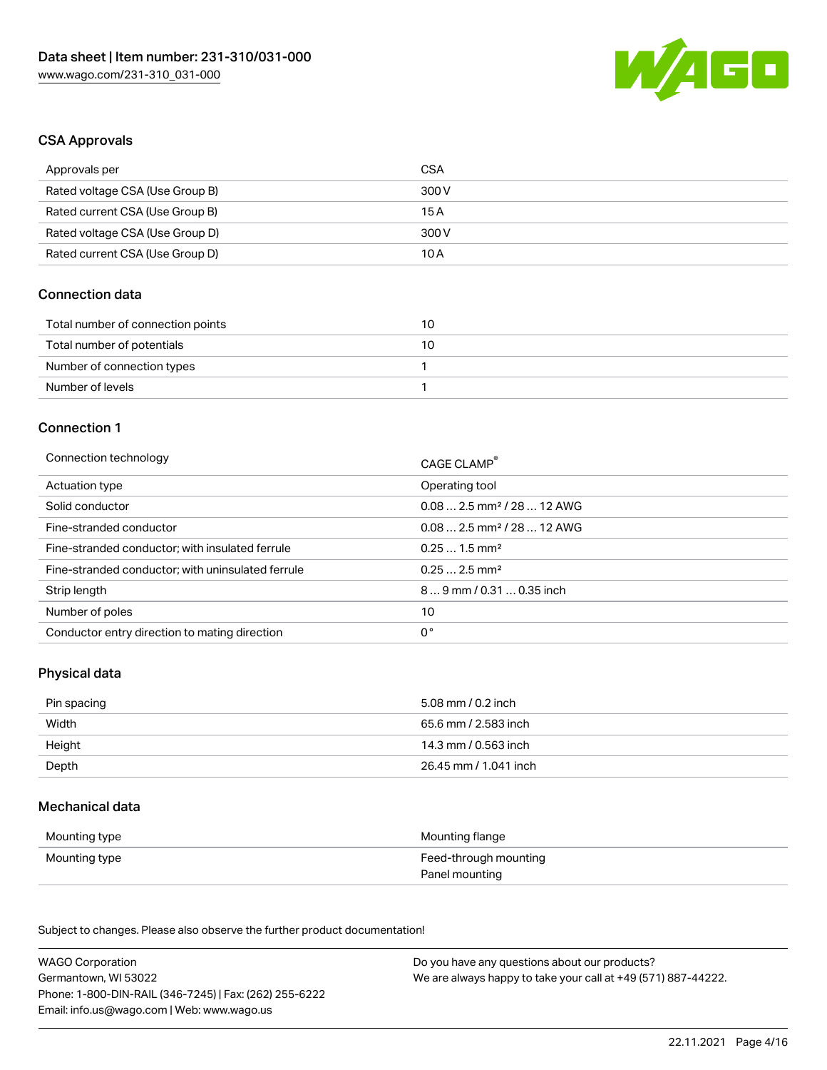## CSA Approvals

| Approvals per | CSA |
| --- | --- |
| Rated voltage CSA (Use Group B) | 300 V |
| Rated current CSA (Use Group B) | 15 A |
| Rated voltage CSA (Use Group D) | 300 V |
| Rated current CSA (Use Group D) | 10 A |

## Connection data

| Total number of connection points | 10 |
| --- | --- |
| Total number of potentials | 10 |
| Number of connection types | 1 |
| Number of levels | 1 |

## Connection 1

| Connection technology | CAGE CLAMP® |
| --- | --- |
| Actuation type | Operating tool |
| Solid conductor | 0.08 … 2.5 mm² / 28 … 12 AWG |
| Fine-stranded conductor | 0.08 … 2.5 mm² / 28 … 12 AWG |
| Fine-stranded conductor; with insulated ferrule | 0.25 … 1.5 mm² |
| Fine-stranded conductor; with uninsulated ferrule | 0.25 … 2.5 mm² |
| Strip length | 8 … 9 mm / 0.31 … 0.35 inch |
| Number of poles | 10 |
| Conductor entry direction to mating direction | 0 ° |

## Physical data

| Pin spacing | 5.08 mm / 0.2 inch |
| --- | --- |
| Width | 65.6 mm / 2.583 inch |
| Height | 14.3 mm / 0.563 inch |
| Depth | 26.45 mm / 1.041 inch |

## Mechanical data

| Mounting type | Mounting flange |
| --- | --- |
| Mounting type | Feed-through mounting<br>Panel mounting |

Subject to changes. Please also observe the further product documentation!

WAGO Corporation
Germantown, WI 53022
Phone: 1-800-DIN-RAIL (346-7245) | Fax: (262) 255-6222
Email: info.us@wago.com | Web: www.wago.us

Do you have any questions about our products?
We are always happy to take your call at +49 (571) 887-44222.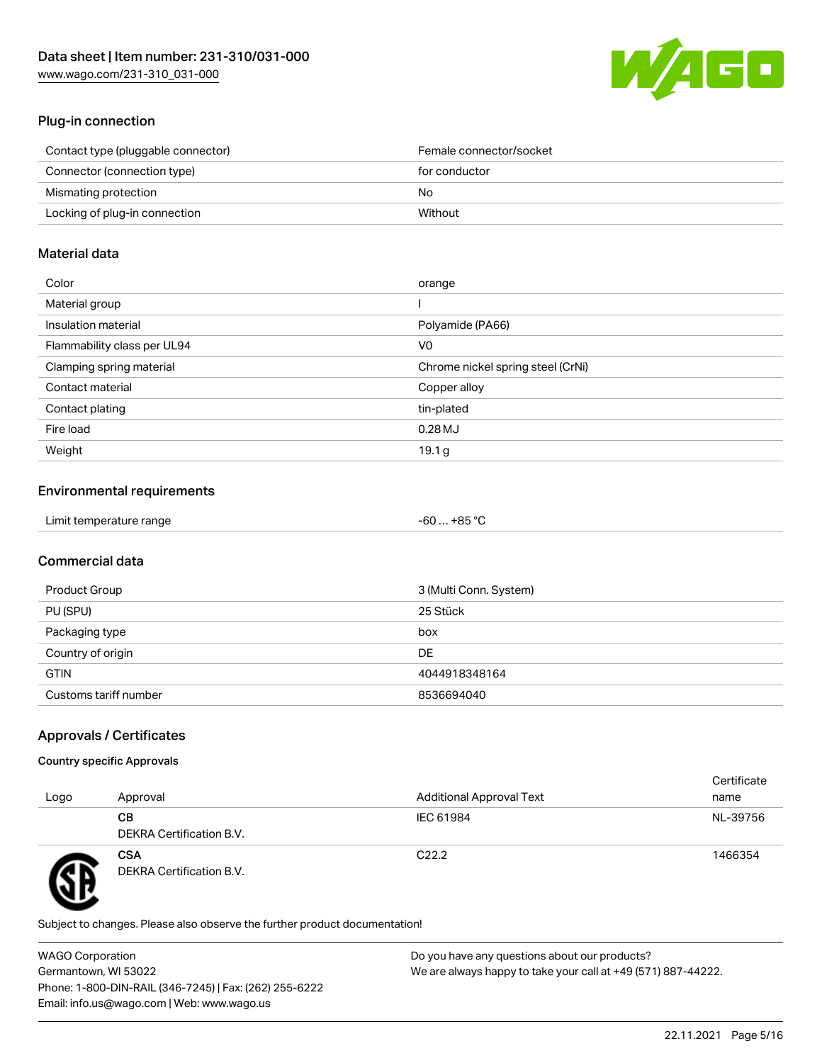## Plug-in connection

| | |
|---|---|
| Contact type (pluggable connector) | Female connector/socket |
| Connector (connection type) | for conductor |
| Mismatching protection | No |
| Locking of plug-in connection | Without |

## Material data

| | |
|---|---|
| Color | orange |
| Material group | I |
| Insulation material | Polyamide (PA66) |
| Flammability class per UL94 | V0 |
| Clamping spring material | Chrome nickel spring steel (CrNi) |
| Contact material | Copper alloy |
| Contact plating | tin-plated |
| Fire load | 0.28 MJ |
| Weight | 19.1 g |

## Environmental requirements

| | |
|---|---|
| Limit temperature range | -60 … +85 °C |

## Commercial data

| | |
|---|---|
| Product Group | 3 (Multi Conn. System) |
| PU (SPU) | 25 Stück |
| Packaging type | box |
| Country of origin | DE |
| GTIN | 4044918348164 |
| Customs tariff number | 8536694040 |

## Approvals / Certificates

### Country specific Approvals

| Logo | Approval | Additional Approval Text | Certificate name |
|---|---|---|---|
| | **CB** DEKRA Certification B.V. | IEC 61984 | NL-39756 |
| | **CSA** DEKRA Certification B.V. | C22.2 | 1466354 |

Subject to changes. Please also observe the further product documentation!

WAGO Corporation
Germantown, WI 53022
Phone: 1-800-DIN-RAIL (346-7245) | Fax: (262) 255-6222
Email: info.us@wago.com | Web: www.wago.us

Do you have any questions about our products?
We are always happy to take your call at +49 (571) 887-44222.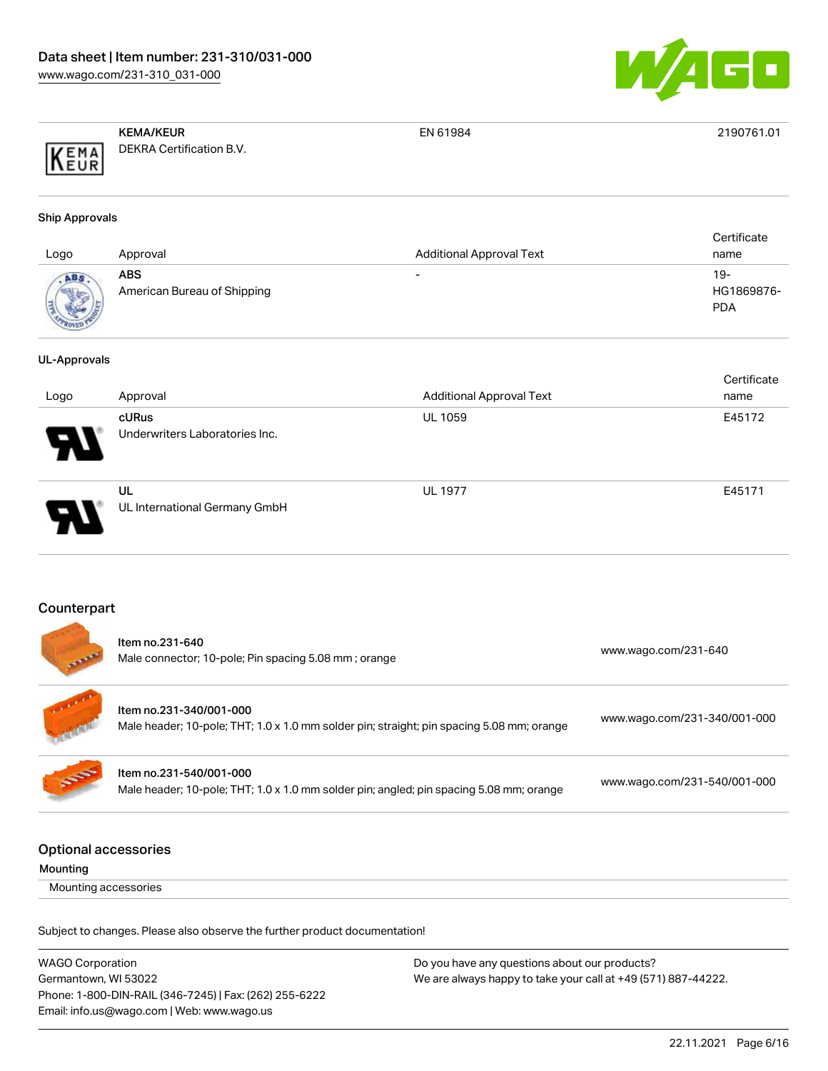| Logo | Approval | Additional Approval Text | Certificate name |
|---|---|---|---|
| | **KEMA/KEUR**<br>DEKRA Certification B.V. | EN 61984 | 2190761.01 |

**Ship Approvals**

| Logo | Approval | Additional Approval Text | Certificate name |
|---|---|---|---|
| | **ABS**<br>American Bureau of Shipping | - | 19-HG1869876-PDA |

**UL-Approvals**

| Logo | Approval | Additional Approval Text | Certificate name |
|---|---|---|---|
| | **cURus**<br>Underwriters Laboratories Inc. | UL 1059 | E45172 |
| | **UL**<br>UL International Germany GmbH | UL 1977 | E45171 |

## Counterpart

| Item | Link |
|---|---|
| Item no.231-640<br>Male connector; 10-pole; Pin spacing 5.08 mm ; orange | www.wago.com/231-640 |
| Item no.231-340/001-000<br>Male header; 10-pole; THT; 1.0 x 1.0 mm solder pin; straight; pin spacing 5.08 mm; orange | www.wago.com/231-340/001-000 |
| Item no.231-540/001-000<br>Male header; 10-pole; THT; 1.0 x 1.0 mm solder pin; angled; pin spacing 5.08 mm; orange | www.wago.com/231-540/001-000 |

## Optional accessories

**Mounting**

Mounting accessories

Subject to changes. Please also observe the further product documentation!

WAGO Corporation
Germantown, WI 53022
Phone: 1-800-DIN-RAIL (346-7245) | Fax: (262) 255-6222
Email: info.us@wago.com | Web: www.wago.us

Do you have any questions about our products?
We are always happy to take your call at +49 (571) 887-44222.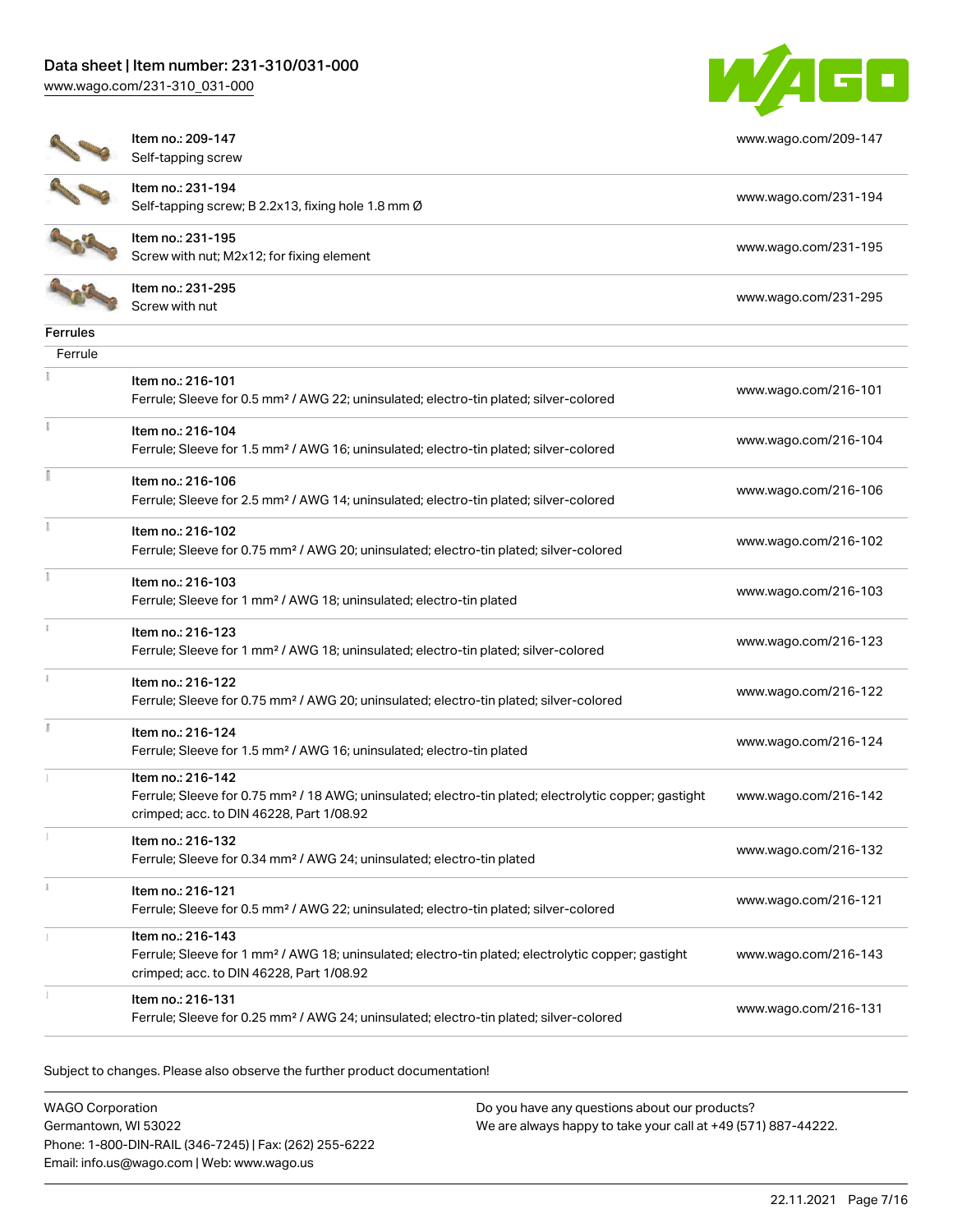| | | |
|---|---|---|
| | Item no.: 209-147<br>Self-tapping screw | www.wago.com/209-147 |
| | Item no.: 231-194<br>Self-tapping screw; B 2.2x13, fixing hole 1.8 mm Ø | www.wago.com/231-194 |
| | Item no.: 231-195<br>Screw with nut; M2x12; for fixing element | www.wago.com/231-195 |
| | Item no.: 231-295<br>Screw with nut | www.wago.com/231-295 |

**Ferrules**

Ferrule

| | | |
|---|---|---|
| | Item no.: 216-101<br>Ferrule; Sleeve for 0.5 mm² / AWG 22; uninsulated; electro-tin plated; silver-colored | www.wago.com/216-101 |
| | Item no.: 216-104<br>Ferrule; Sleeve for 1.5 mm² / AWG 16; uninsulated; electro-tin plated; silver-colored | www.wago.com/216-104 |
| | Item no.: 216-106<br>Ferrule; Sleeve for 2.5 mm² / AWG 14; uninsulated; electro-tin plated; silver-colored | www.wago.com/216-106 |
| | Item no.: 216-102<br>Ferrule; Sleeve for 0.75 mm² / AWG 20; uninsulated; electro-tin plated; silver-colored | www.wago.com/216-102 |
| | Item no.: 216-103<br>Ferrule; Sleeve for 1 mm² / AWG 18; uninsulated; electro-tin plated | www.wago.com/216-103 |
| | Item no.: 216-123<br>Ferrule; Sleeve for 1 mm² / AWG 18; uninsulated; electro-tin plated; silver-colored | www.wago.com/216-123 |
| | Item no.: 216-122<br>Ferrule; Sleeve for 0.75 mm² / AWG 20; uninsulated; electro-tin plated; silver-colored | www.wago.com/216-122 |
| | Item no.: 216-124<br>Ferrule; Sleeve for 1.5 mm² / AWG 16; uninsulated; electro-tin plated | www.wago.com/216-124 |
| | Item no.: 216-142<br>Ferrule; Sleeve for 0.75 mm² / 18 AWG; uninsulated; electro-tin plated; electrolytic copper; gastight crimped; acc. to DIN 46228, Part 1/08.92 | www.wago.com/216-142 |
| | Item no.: 216-132<br>Ferrule; Sleeve for 0.34 mm² / AWG 24; uninsulated; electro-tin plated | www.wago.com/216-132 |
| | Item no.: 216-121<br>Ferrule; Sleeve for 0.5 mm² / AWG 22; uninsulated; electro-tin plated; silver-colored | www.wago.com/216-121 |
| | Item no.: 216-143<br>Ferrule; Sleeve for 1 mm² / AWG 18; uninsulated; electro-tin plated; electrolytic copper; gastight crimped; acc. to DIN 46228, Part 1/08.92 | www.wago.com/216-143 |
| | Item no.: 216-131<br>Ferrule; Sleeve for 0.25 mm² / AWG 24; uninsulated; electro-tin plated; silver-colored | www.wago.com/216-131 |

Subject to changes. Please also observe the further product documentation!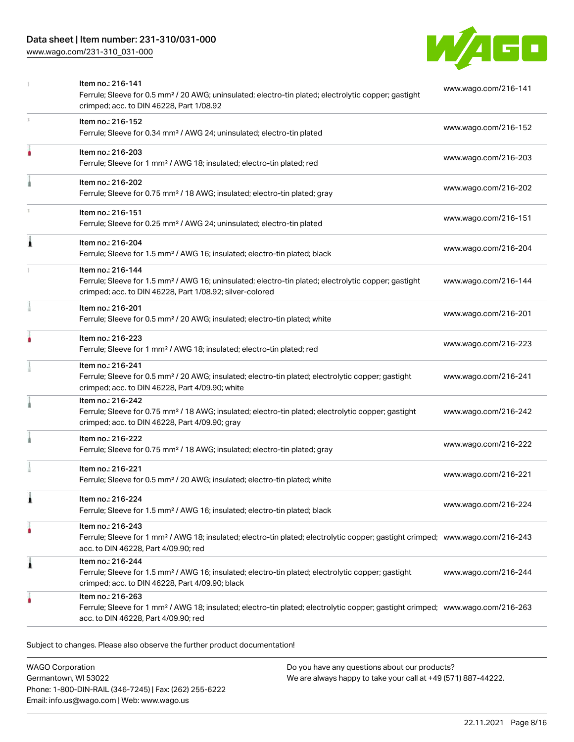| Item | Description | Link |
|---|---|---|
| Item no.: 216-141 | Ferrule; Sleeve for 0.5 mm² / 20 AWG; uninsulated; electro-tin plated; electrolytic copper; gastight crimped; acc. to DIN 46228, Part 1/08.92 | www.wago.com/216-141 |
| Item no.: 216-152 | Ferrule; Sleeve for 0.34 mm² / AWG 24; uninsulated; electro-tin plated | www.wago.com/216-152 |
| Item no.: 216-203 | Ferrule; Sleeve for 1 mm² / AWG 18; insulated; electro-tin plated; red | www.wago.com/216-203 |
| Item no.: 216-202 | Ferrule; Sleeve for 0.75 mm² / 18 AWG; insulated; electro-tin plated; gray | www.wago.com/216-202 |
| Item no.: 216-151 | Ferrule; Sleeve for 0.25 mm² / AWG 24; uninsulated; electro-tin plated | www.wago.com/216-151 |
| Item no.: 216-204 | Ferrule; Sleeve for 1.5 mm² / AWG 16; insulated; electro-tin plated; black | www.wago.com/216-204 |
| Item no.: 216-144 | Ferrule; Sleeve for 1.5 mm² / AWG 16; uninsulated; electro-tin plated; electrolytic copper; gastight crimped; acc. to DIN 46228, Part 1/08.92; silver-colored | www.wago.com/216-144 |
| Item no.: 216-201 | Ferrule; Sleeve for 0.5 mm² / 20 AWG; insulated; electro-tin plated; white | www.wago.com/216-201 |
| Item no.: 216-223 | Ferrule; Sleeve for 1 mm² / AWG 18; insulated; electro-tin plated; red | www.wago.com/216-223 |
| Item no.: 216-241 | Ferrule; Sleeve for 0.5 mm² / 20 AWG; insulated; electro-tin plated; electrolytic copper; gastight crimped; acc. to DIN 46228, Part 4/09.90; white | www.wago.com/216-241 |
| Item no.: 216-242 | Ferrule; Sleeve for 0.75 mm² / 18 AWG; insulated; electro-tin plated; electrolytic copper; gastight crimped; acc. to DIN 46228, Part 4/09.90; gray | www.wago.com/216-242 |
| Item no.: 216-222 | Ferrule; Sleeve for 0.75 mm² / 18 AWG; insulated; electro-tin plated; gray | www.wago.com/216-222 |
| Item no.: 216-221 | Ferrule; Sleeve for 0.5 mm² / 20 AWG; insulated; electro-tin plated; white | www.wago.com/216-221 |
| Item no.: 216-224 | Ferrule; Sleeve for 1.5 mm² / AWG 16; insulated; electro-tin plated; black | www.wago.com/216-224 |
| Item no.: 216-243 | Ferrule; Sleeve for 1 mm² / AWG 18; insulated; electro-tin plated; electrolytic copper; gastight crimped; acc. to DIN 46228, Part 4/09.90; red | www.wago.com/216-243 |
| Item no.: 216-244 | Ferrule; Sleeve for 1.5 mm² / AWG 16; insulated; electro-tin plated; electrolytic copper; gastight crimped; acc. to DIN 46228, Part 4/09.90; black | www.wago.com/216-244 |
| Item no.: 216-263 | Ferrule; Sleeve for 1 mm² / AWG 18; insulated; electro-tin plated; electrolytic copper; gastight crimped; acc. to DIN 46228, Part 4/09.90; red | www.wago.com/216-263 |

Subject to changes. Please also observe the further product documentation!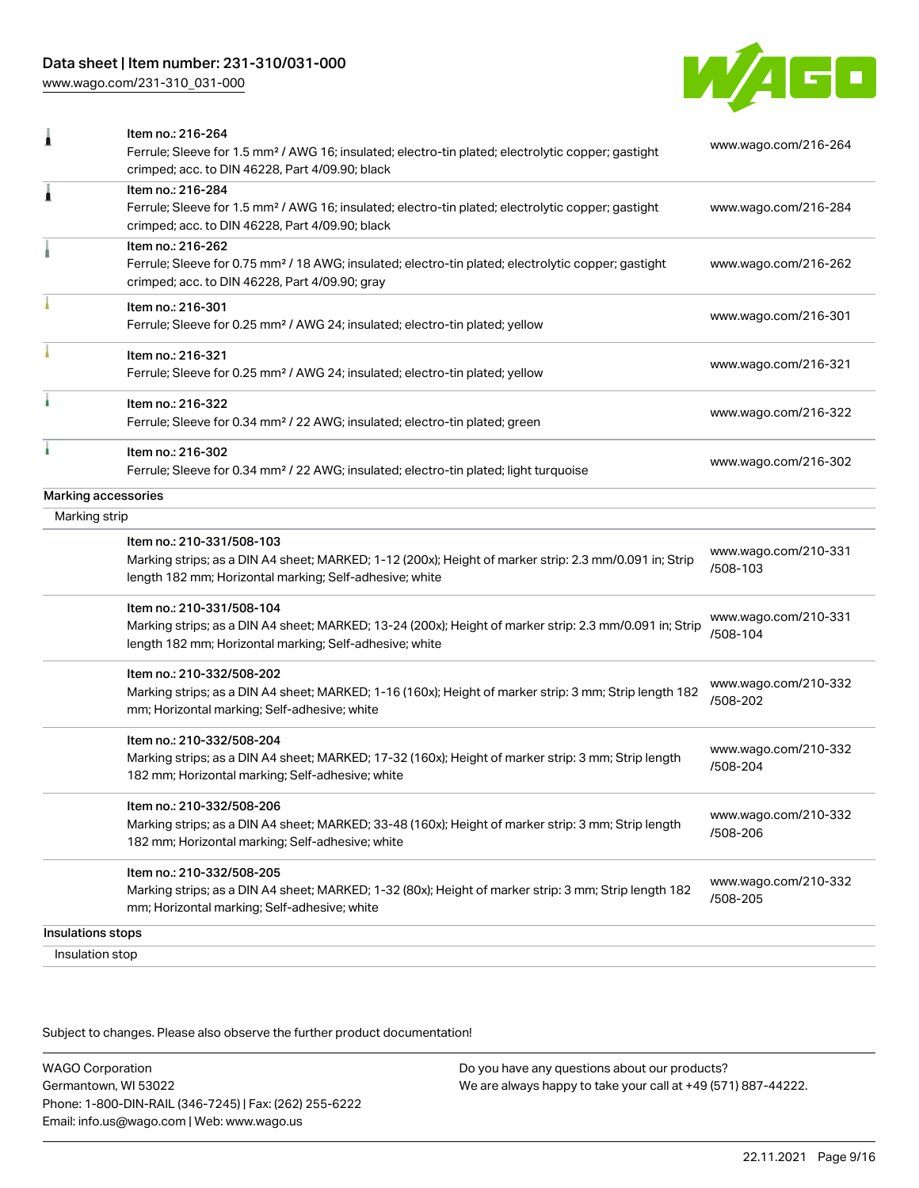| | Item | Link |
|---|---|---|
| | Item no.: 216-264<br>Ferrule; Sleeve for 1.5 mm² / AWG 16; insulated; electro-tin plated; electrolytic copper; gastight crimped; acc. to DIN 46228, Part 4/09.90; black | www.wago.com/216-264 |
| | Item no.: 216-284<br>Ferrule; Sleeve for 1.5 mm² / AWG 16; insulated; electro-tin plated; electrolytic copper; gastight crimped; acc. to DIN 46228, Part 4/09.90; black | www.wago.com/216-284 |
| | Item no.: 216-262<br>Ferrule; Sleeve for 0.75 mm² / 18 AWG; insulated; electro-tin plated; electrolytic copper; gastight crimped; acc. to DIN 46228, Part 4/09.90; gray | www.wago.com/216-262 |
| | Item no.: 216-301<br>Ferrule; Sleeve for 0.25 mm² / AWG 24; insulated; electro-tin plated; yellow | www.wago.com/216-301 |
| | Item no.: 216-321<br>Ferrule; Sleeve for 0.25 mm² / AWG 24; insulated; electro-tin plated; yellow | www.wago.com/216-321 |
| | Item no.: 216-322<br>Ferrule; Sleeve for 0.34 mm² / 22 AWG; insulated; electro-tin plated; green | www.wago.com/216-322 |
| | Item no.: 216-302<br>Ferrule; Sleeve for 0.34 mm² / 22 AWG; insulated; electro-tin plated; light turquoise | www.wago.com/216-302 |

**Marking accessories**

Marking strip

| Item | Link |
|---|---|
| Item no.: 210-331/508-103<br>Marking strips; as a DIN A4 sheet; MARKED; 1-12 (200x); Height of marker strip: 2.3 mm/0.091 in; Strip length 182 mm; Horizontal marking; Self-adhesive; white | www.wago.com/210-331/508-103 |
| Item no.: 210-331/508-104<br>Marking strips; as a DIN A4 sheet; MARKED; 13-24 (200x); Height of marker strip: 2.3 mm/0.091 in; Strip length 182 mm; Horizontal marking; Self-adhesive; white | www.wago.com/210-331/508-104 |
| Item no.: 210-332/508-202<br>Marking strips; as a DIN A4 sheet; MARKED; 1-16 (160x); Height of marker strip: 3 mm; Strip length 182 mm; Horizontal marking; Self-adhesive; white | www.wago.com/210-332/508-202 |
| Item no.: 210-332/508-204<br>Marking strips; as a DIN A4 sheet; MARKED; 17-32 (160x); Height of marker strip: 3 mm; Strip length 182 mm; Horizontal marking; Self-adhesive; white | www.wago.com/210-332/508-204 |
| Item no.: 210-332/508-206<br>Marking strips; as a DIN A4 sheet; MARKED; 33-48 (160x); Height of marker strip: 3 mm; Strip length 182 mm; Horizontal marking; Self-adhesive; white | www.wago.com/210-332/508-206 |
| Item no.: 210-332/508-205<br>Marking strips; as a DIN A4 sheet; MARKED; 1-32 (80x); Height of marker strip: 3 mm; Strip length 182 mm; Horizontal marking; Self-adhesive; white | www.wago.com/210-332/508-205 |

**Insulations stops**

Insulation stop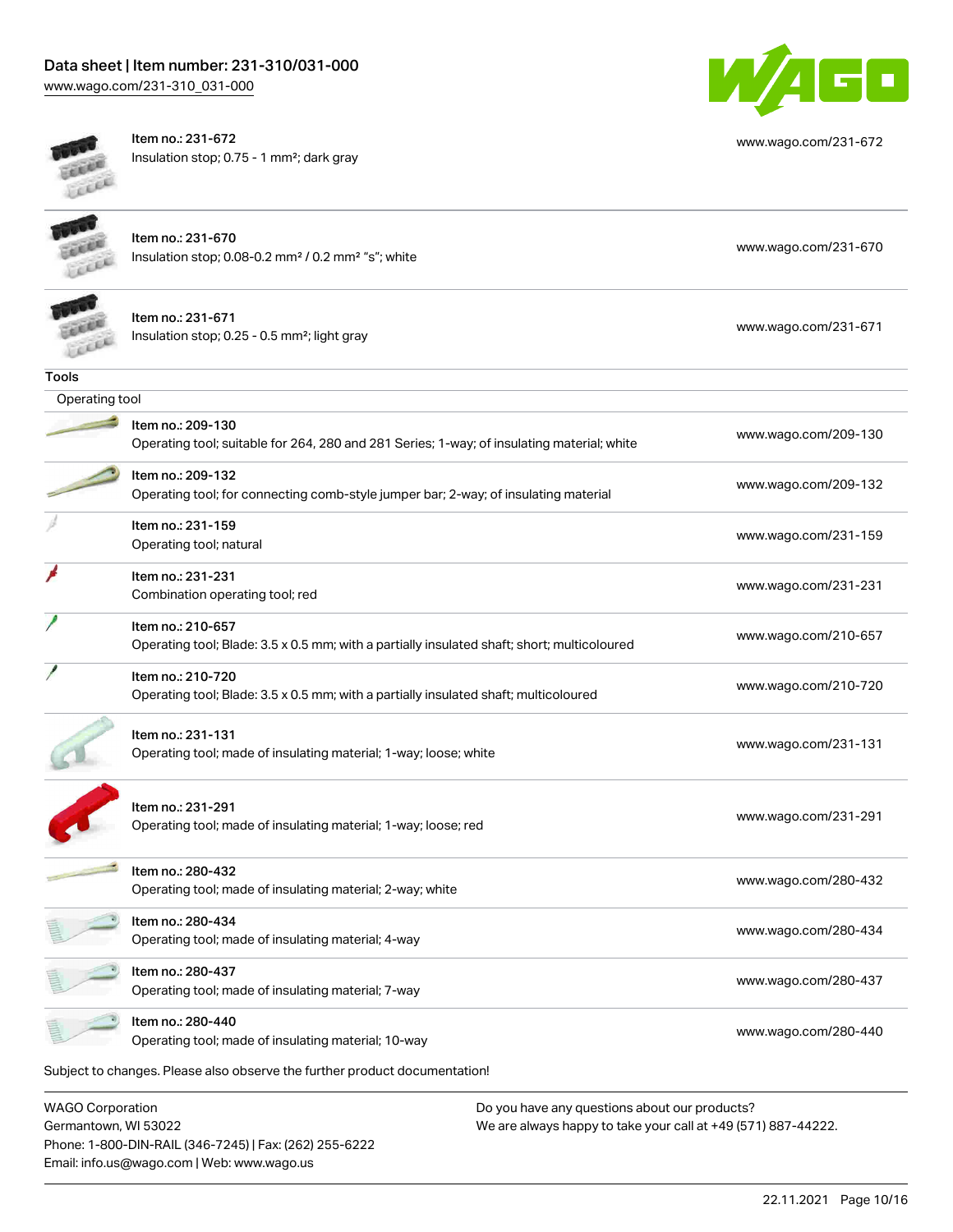| | |
|---|---|
| Item no.: 231-672<br>Insulation stop; 0.75 - 1 mm²; dark gray | www.wago.com/231-672 |
| Item no.: 231-670<br>Insulation stop; 0.08-0.2 mm² / 0.2 mm² "s"; white | www.wago.com/231-670 |
| Item no.: 231-671<br>Insulation stop; 0.25 - 0.5 mm²; light gray | www.wago.com/231-671 |

**Tools**

Operating tool

| | |
|---|---|
| Item no.: 209-130<br>Operating tool; suitable for 264, 280 and 281 Series; 1-way; of insulating material; white | www.wago.com/209-130 |
| Item no.: 209-132<br>Operating tool; for connecting comb-style jumper bar; 2-way; of insulating material | www.wago.com/209-132 |
| Item no.: 231-159<br>Operating tool; natural | www.wago.com/231-159 |
| Item no.: 231-231<br>Combination operating tool; red | www.wago.com/231-231 |
| Item no.: 210-657<br>Operating tool; Blade: 3.5 x 0.5 mm; with a partially insulated shaft; short; multicoloured | www.wago.com/210-657 |
| Item no.: 210-720<br>Operating tool; Blade: 3.5 x 0.5 mm; with a partially insulated shaft; multicoloured | www.wago.com/210-720 |
| Item no.: 231-131<br>Operating tool; made of insulating material; 1-way; loose; white | www.wago.com/231-131 |
| Item no.: 231-291<br>Operating tool; made of insulating material; 1-way; loose; red | www.wago.com/231-291 |
| Item no.: 280-432<br>Operating tool; made of insulating material; 2-way; white | www.wago.com/280-432 |
| Item no.: 280-434<br>Operating tool; made of insulating material; 4-way | www.wago.com/280-434 |
| Item no.: 280-437<br>Operating tool; made of insulating material; 7-way | www.wago.com/280-437 |
| Item no.: 280-440<br>Operating tool; made of insulating material; 10-way | www.wago.com/280-440 |

Subject to changes. Please also observe the further product documentation!

WAGO Corporation
Germantown, WI 53022
Phone: 1-800-DIN-RAIL (346-7245) | Fax: (262) 255-6222
Email: info.us@wago.com | Web: www.wago.us

Do you have any questions about our products?
We are always happy to take your call at +49 (571) 887-44222.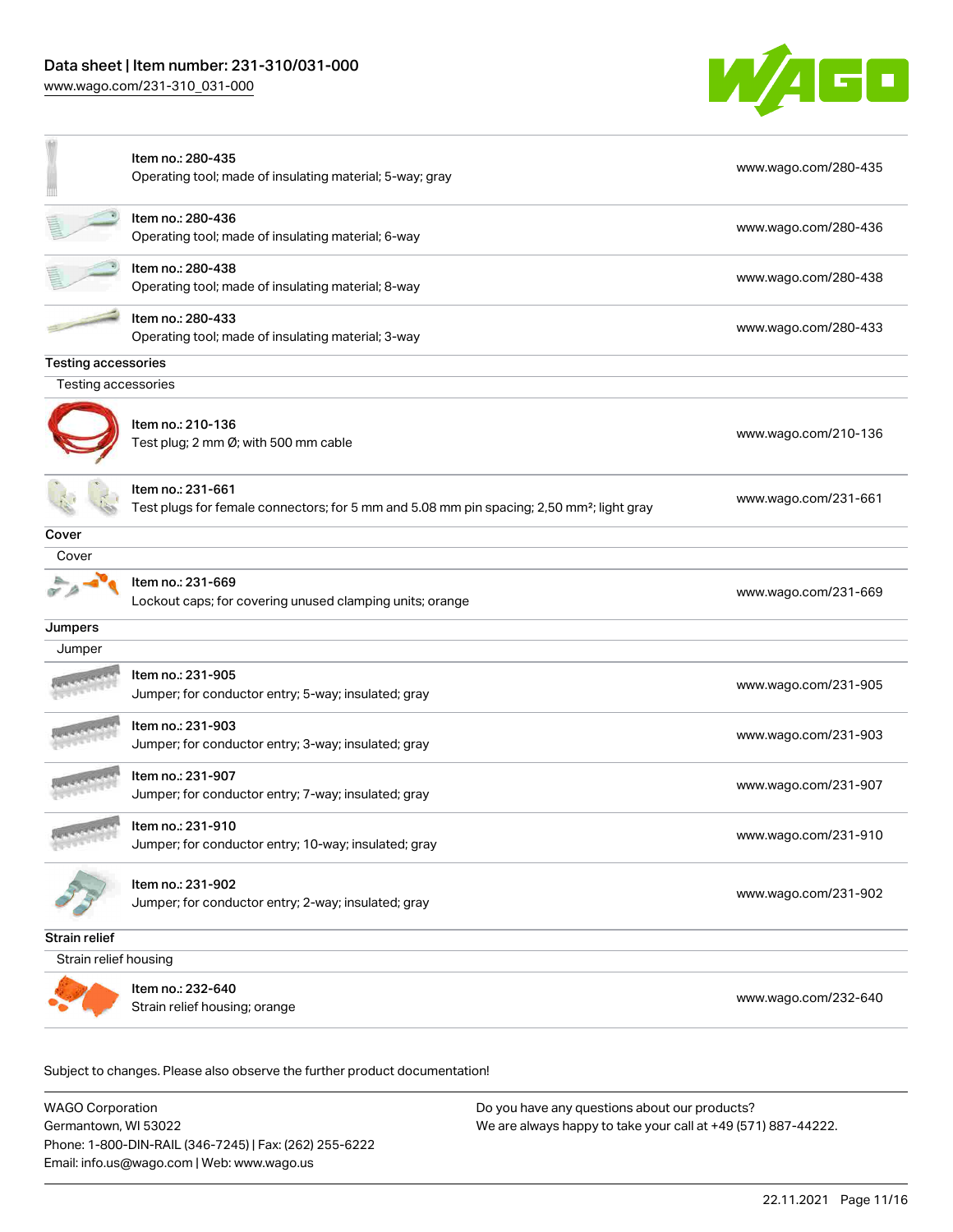| Item | URL |
|---|---|
| Item no.: 280-435<br>Operating tool; made of insulating material; 5-way; gray | www.wago.com/280-435 |
| Item no.: 280-436<br>Operating tool; made of insulating material; 6-way | www.wago.com/280-436 |
| Item no.: 280-438<br>Operating tool; made of insulating material; 8-way | www.wago.com/280-438 |
| Item no.: 280-433<br>Operating tool; made of insulating material; 3-way | www.wago.com/280-433 |

### Testing accessories

Testing accessories

| Item | URL |
|---|---|
| Item no.: 210-136<br>Test plug; 2 mm Ø; with 500 mm cable | www.wago.com/210-136 |
| Item no.: 231-661<br>Test plugs for female connectors; for 5 mm and 5.08 mm pin spacing; 2,50 mm²; light gray | www.wago.com/231-661 |

### Cover

Cover

| Item | URL |
|---|---|
| Item no.: 231-669<br>Lockout caps; for covering unused clamping units; orange | www.wago.com/231-669 |

### Jumpers

Jumper

| Item | URL |
|---|---|
| Item no.: 231-905<br>Jumper; for conductor entry; 5-way; insulated; gray | www.wago.com/231-905 |
| Item no.: 231-903<br>Jumper; for conductor entry; 3-way; insulated; gray | www.wago.com/231-903 |
| Item no.: 231-907<br>Jumper; for conductor entry; 7-way; insulated; gray | www.wago.com/231-907 |
| Item no.: 231-910<br>Jumper; for conductor entry; 10-way; insulated; gray | www.wago.com/231-910 |
| Item no.: 231-902<br>Jumper; for conductor entry; 2-way; insulated; gray | www.wago.com/231-902 |

### Strain relief

Strain relief housing

| Item | URL |
|---|---|
| Item no.: 232-640<br>Strain relief housing; orange | www.wago.com/232-640 |

Subject to changes. Please also observe the further product documentation!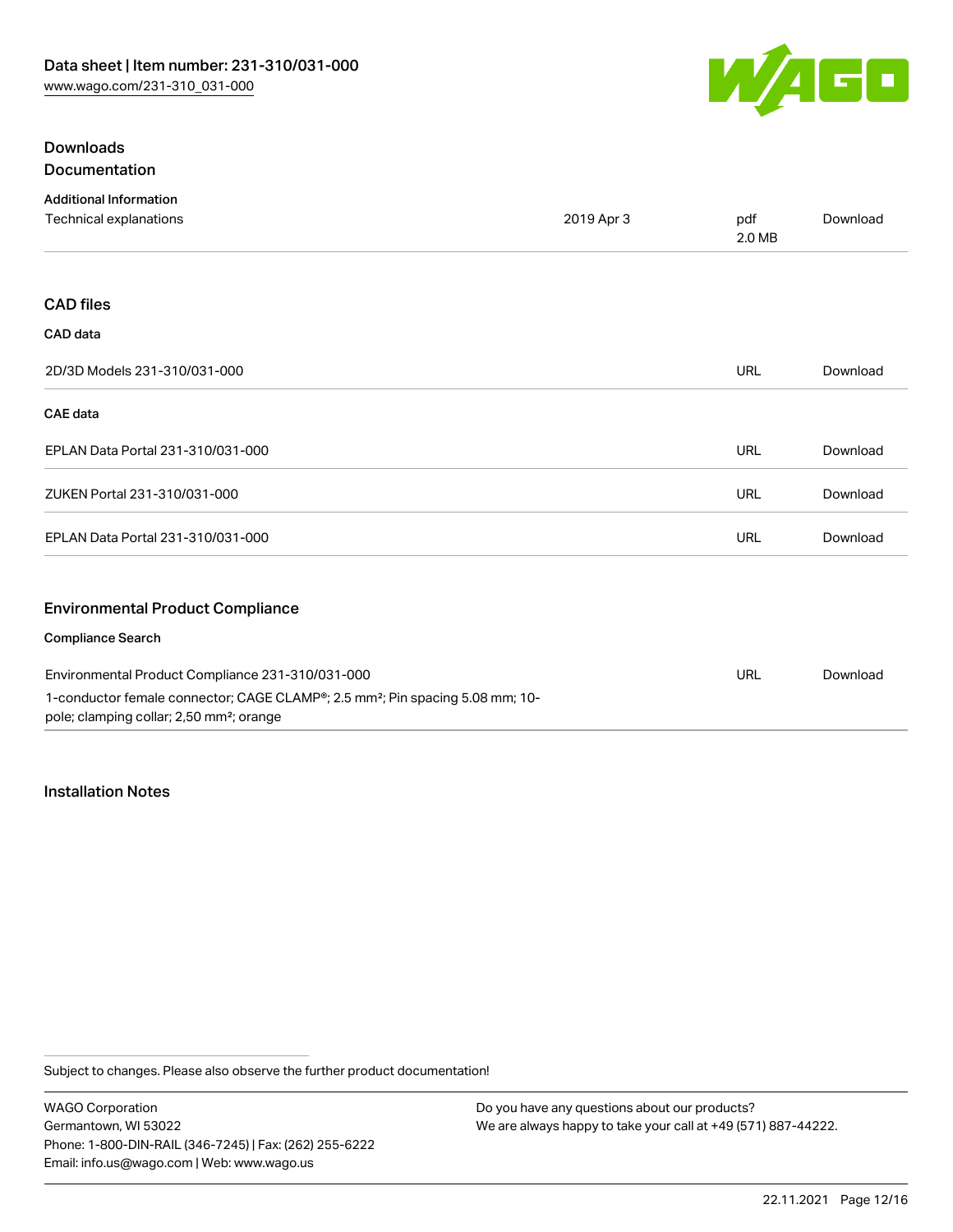## Downloads

### Documentation

**Additional Information**

| Technical explanations | 2019 Apr 3 | pdf 2.0 MB | Download |
|---|---|---|---|

## CAD files

**CAD data**

| 2D/3D Models 231-310/031-000 | URL | Download |
|---|---|---|

**CAE data**

| EPLAN Data Portal 231-310/031-000 | URL | Download |
|---|---|---|
| ZUKEN Portal 231-310/031-000 | URL | Download |
| EPLAN Data Portal 231-310/031-000 | URL | Download |

## Environmental Product Compliance

**Compliance Search**

| Environmental Product Compliance 231-310/031-000<br>1-conductor female connector; CAGE CLAMP®; 2.5 mm²; Pin spacing 5.08 mm; 10-pole; clamping collar; 2,50 mm²; orange | URL | Download |
|---|---|---|

## Installation Notes

Subject to changes. Please also observe the further product documentation!

WAGO Corporation
Germantown, WI 53022
Phone: 1-800-DIN-RAIL (346-7245) | Fax: (262) 255-6222
Email: info.us@wago.com | Web: www.wago.us

Do you have any questions about our products?
We are always happy to take your call at +49 (571) 887-44222.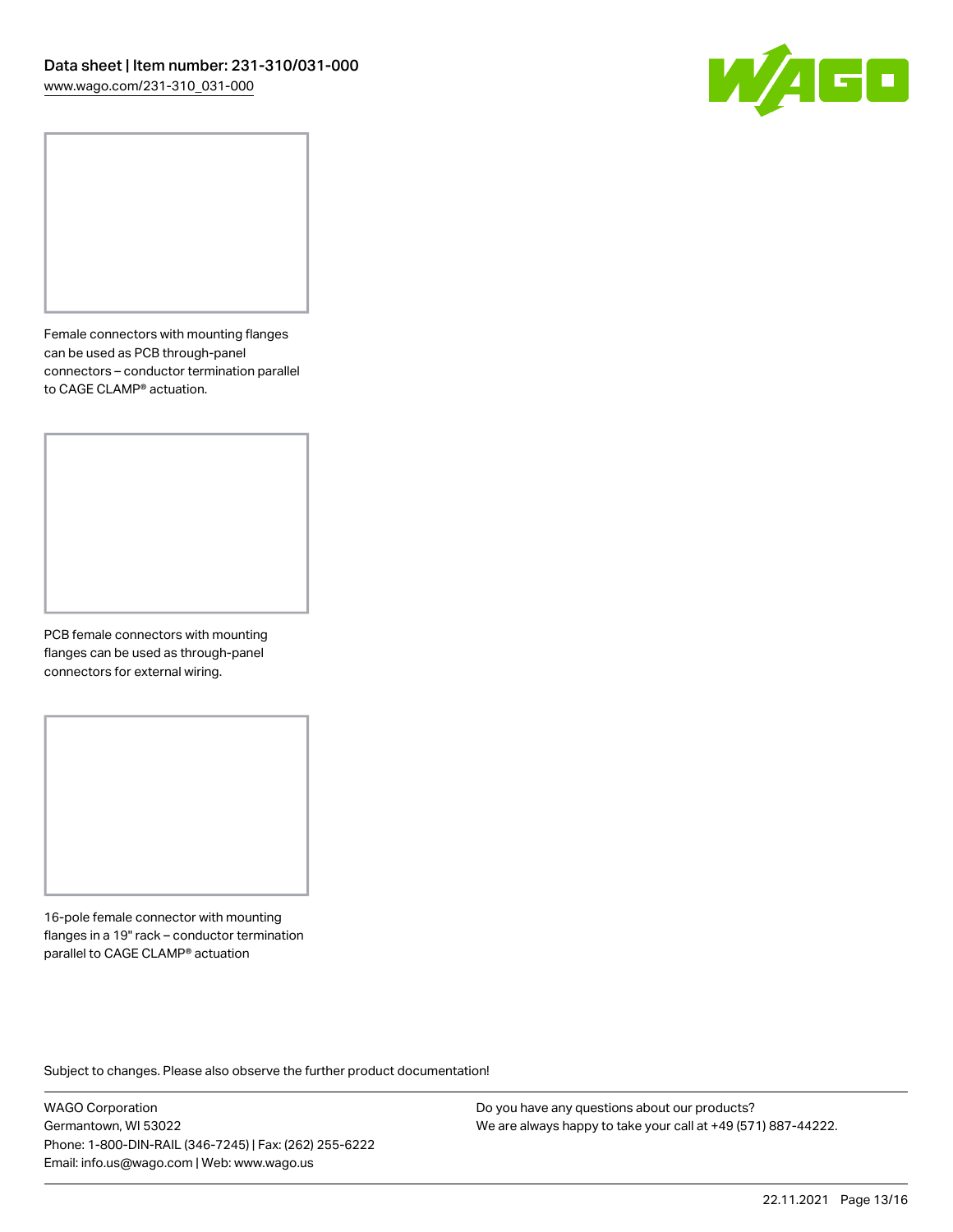Female connectors with mounting flanges can be used as PCB through-panel connectors – conductor termination parallel to CAGE CLAMP® actuation.

PCB female connectors with mounting flanges can be used as through-panel connectors for external wiring.

16-pole female connector with mounting flanges in a 19" rack – conductor termination parallel to CAGE CLAMP® actuation

Subject to changes. Please also observe the further product documentation!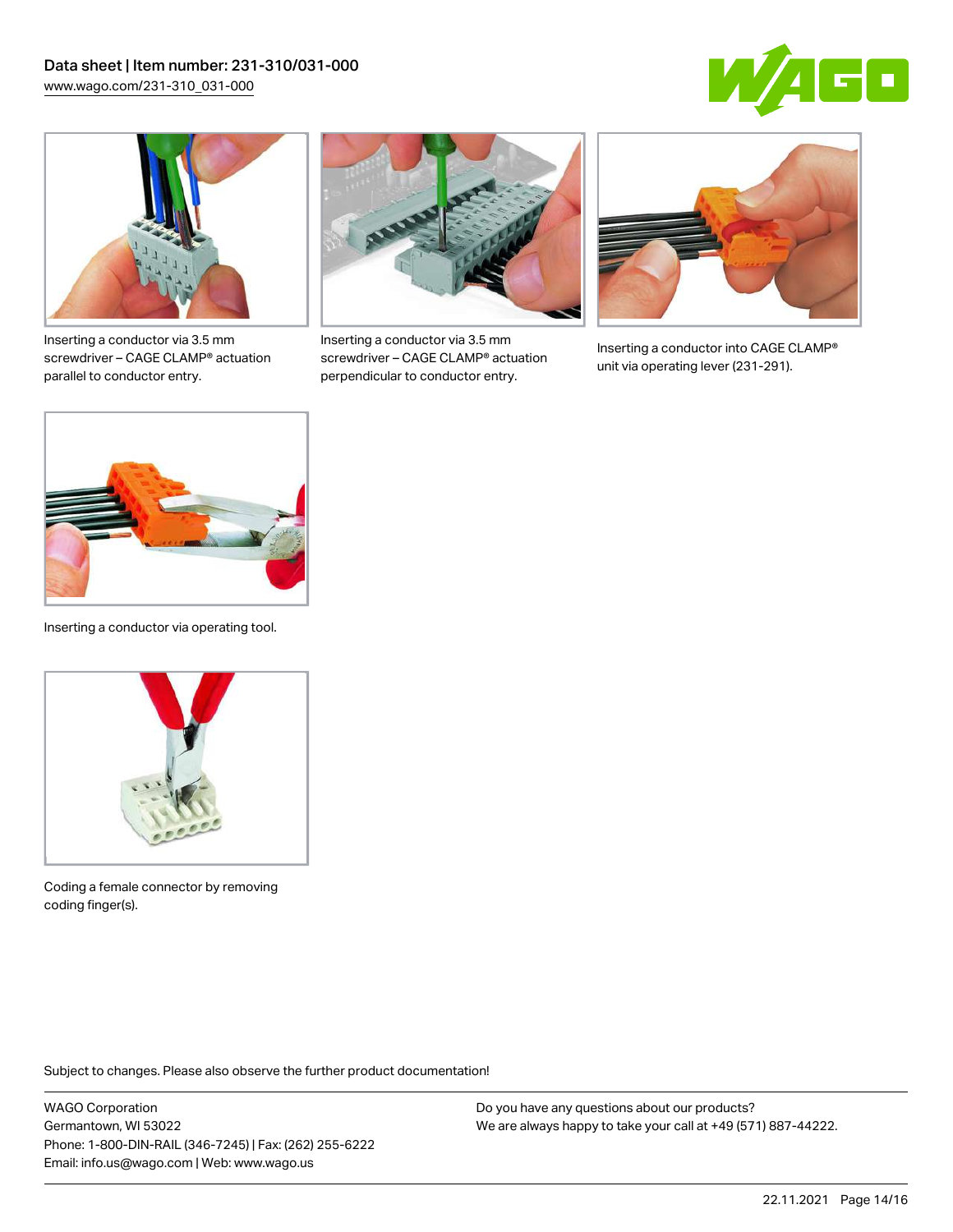Inserting a conductor via 3.5 mm screwdriver – CAGE CLAMP® actuation parallel to conductor entry.

Inserting a conductor via 3.5 mm screwdriver – CAGE CLAMP® actuation perpendicular to conductor entry.

Inserting a conductor into CAGE CLAMP® unit via operating lever (231-291).

Inserting a conductor via operating tool.

Coding a female connector by removing coding finger(s).

Subject to changes. Please also observe the further product documentation!

WAGO Corporation
Germantown, WI 53022
Phone: 1-800-DIN-RAIL (346-7245) | Fax: (262) 255-6222
Email: info.us@wago.com | Web: www.wago.us

Do you have any questions about our products?
We are always happy to take your call at +49 (571) 887-44222.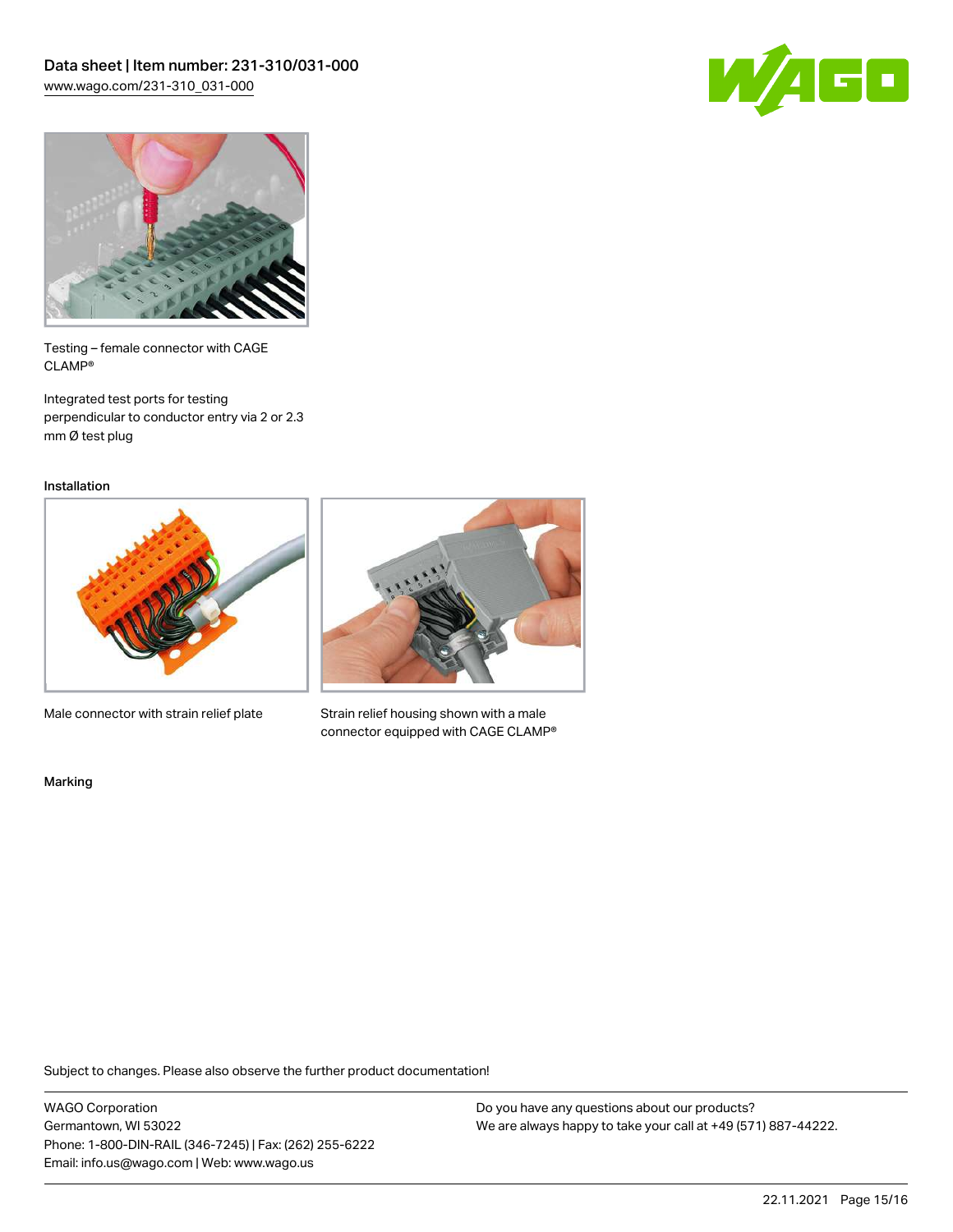Testing – female connector with CAGE CLAMP®

Integrated test ports for testing perpendicular to conductor entry via 2 or 2.3 mm Ø test plug

Installation

Male connector with strain relief plate

Strain relief housing shown with a male connector equipped with CAGE CLAMP®

Marking

Subject to changes. Please also observe the further product documentation!

WAGO Corporation
Germantown, WI 53022
Phone: 1-800-DIN-RAIL (346-7245) | Fax: (262) 255-6222
Email: info.us@wago.com | Web: www.wago.us

Do you have any questions about our products?
We are always happy to take your call at +49 (571) 887-44222.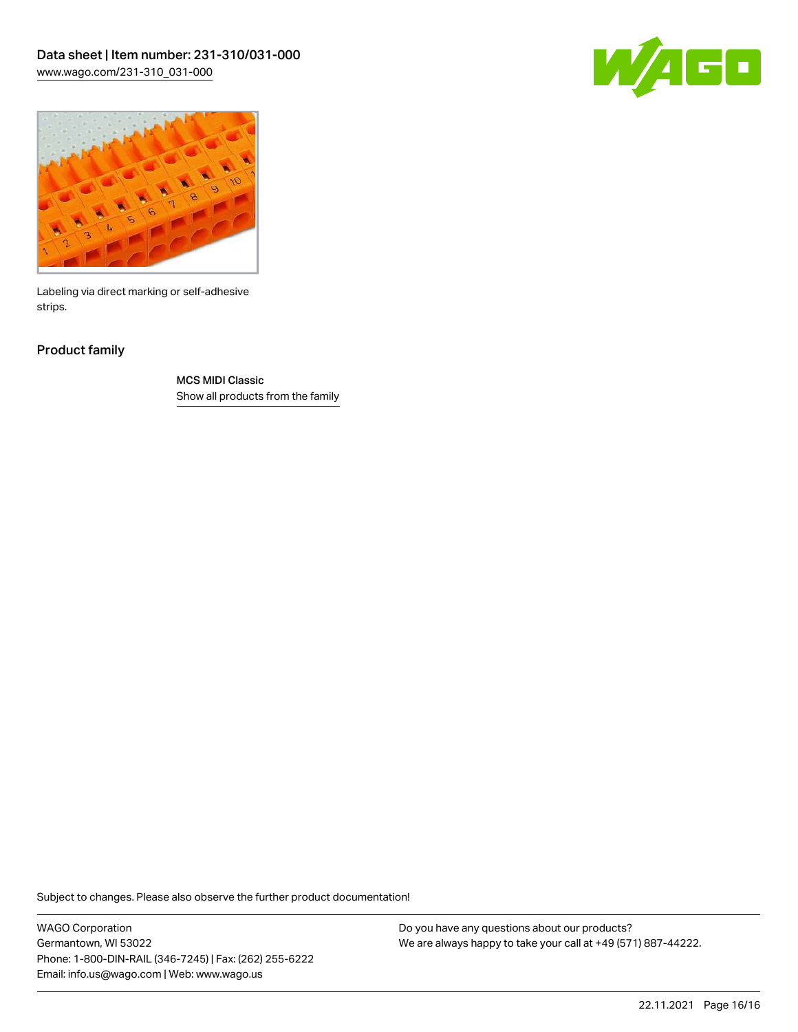Labeling via direct marking or self-adhesive strips.

## Product family

**MCS MIDI Classic**
Show all products from the family

Subject to changes. Please also observe the further product documentation!

WAGO Corporation
Germantown, WI 53022
Phone: 1-800-DIN-RAIL (346-7245) | Fax: (262) 255-6222
Email: info.us@wago.com | Web: www.wago.us

Do you have any questions about our products?
We are always happy to take your call at +49 (571) 887-44222.